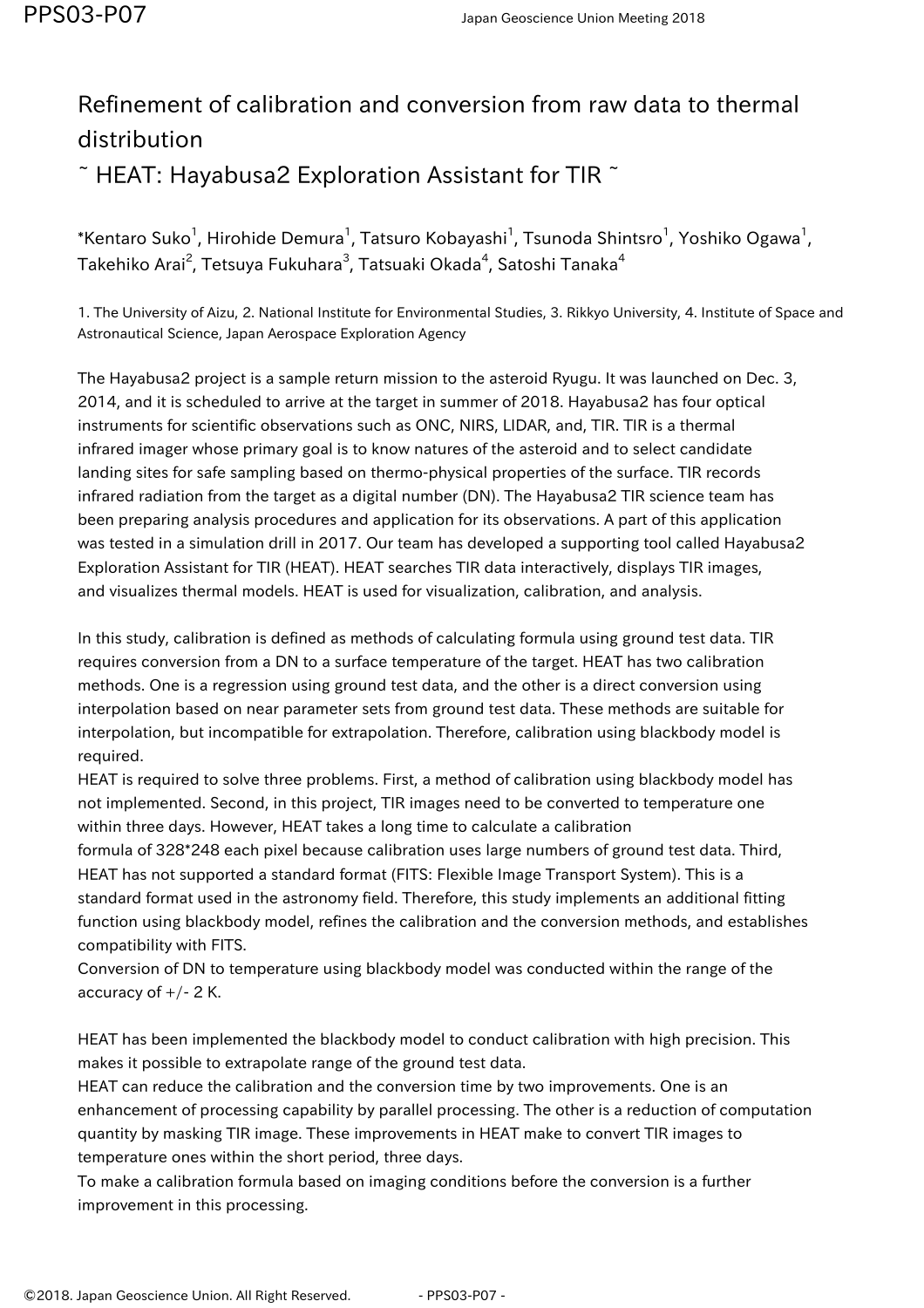# Refinement of calibration and conversion from raw data to thermal distribution
## ~ HEAT: Hayabusa2 Exploration Assistant for TIR ~

*Kentaro Suko[1], Hirohide Demura[1], Tatsuro Kobayashi[1], Tsunoda Shintsro[1], Yoshiko Ogawa[1], Takehiko Arai[2], Tetsuya Fukuhara[3], Tatsuaki Okada[4], Satoshi Tanaka[4]

1. The University of Aizu, 2. National Institute for Environmental Studies, 3. Rikkyo University, 4. Institute of Space and Astronautical Science, Japan Aerospace Exploration Agency

The Hayabusa2 project is a sample return mission to the asteroid Ryugu. It was launched on Dec. 3, 2014, and it is scheduled to arrive at the target in summer of 2018. Hayabusa2 has four optical instruments for scientific observations such as ONC, NIRS, LIDAR, and, TIR. TIR is a thermal infrared imager whose primary goal is to know natures of the asteroid and to select candidate landing sites for safe sampling based on thermo-physical properties of the surface. TIR records infrared radiation from the target as a digital number (DN). The Hayabusa2 TIR science team has been preparing analysis procedures and application for its observations. A part of this application was tested in a simulation drill in 2017. Our team has developed a supporting tool called Hayabusa2 Exploration Assistant for TIR (HEAT). HEAT searches TIR data interactively, displays TIR images, and visualizes thermal models. HEAT is used for visualization, calibration, and analysis.

In this study, calibration is defined as methods of calculating formula using ground test data. TIR requires conversion from a DN to a surface temperature of the target. HEAT has two calibration methods. One is a regression using ground test data, and the other is a direct conversion using interpolation based on near parameter sets from ground test data. These methods are suitable for interpolation, but incompatible for extrapolation. Therefore, calibration using blackbody model is required.
HEAT is required to solve three problems. First, a method of calibration using blackbody model has not implemented. Second, in this project, TIR images need to be converted to temperature one within three days. However, HEAT takes a long time to calculate a calibration formula of 328*248 each pixel because calibration uses large numbers of ground test data. Third, HEAT has not supported a standard format (FITS: Flexible Image Transport System). This is a standard format used in the astronomy field. Therefore, this study implements an additional fitting function using blackbody model, refines the calibration and the conversion methods, and establishes compatibility with FITS.
Conversion of DN to temperature using blackbody model was conducted within the range of the accuracy of +/- 2 K.

HEAT has been implemented the blackbody model to conduct calibration with high precision. This makes it possible to extrapolate range of the ground test data.
HEAT can reduce the calibration and the conversion time by two improvements. One is an enhancement of processing capability by parallel processing. The other is a reduction of computation quantity by masking TIR image. These improvements in HEAT make to convert TIR images to temperature ones within the short period, three days.
To make a calibration formula based on imaging conditions before the conversion is a further improvement in this processing.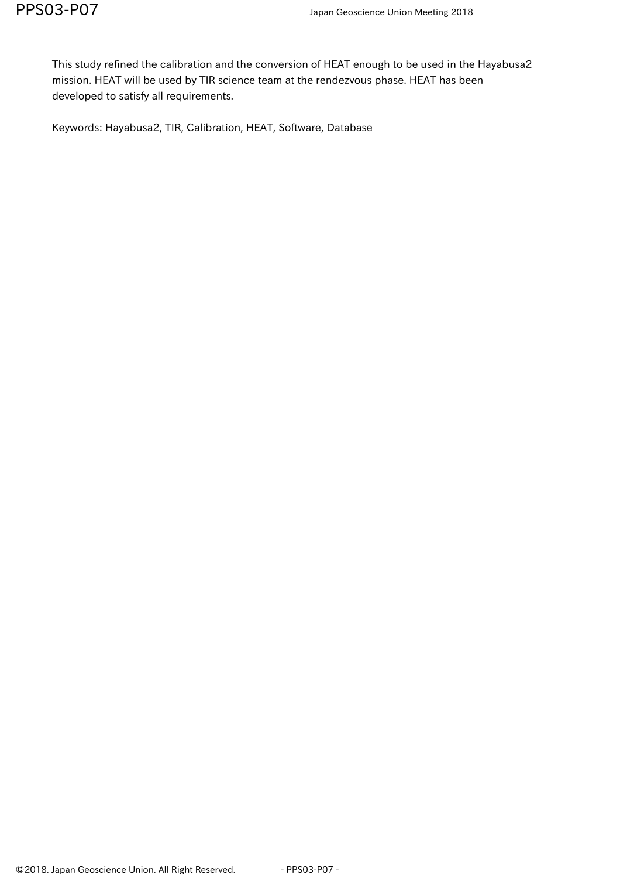This study refined the calibration and the conversion of HEAT enough to be used in the Hayabusa2 mission. HEAT will be used by TIR science team at the rendezvous phase. HEAT has been developed to satisfy all requirements.

Keywords: Hayabusa2, TIR, Calibration, HEAT, Software, Database